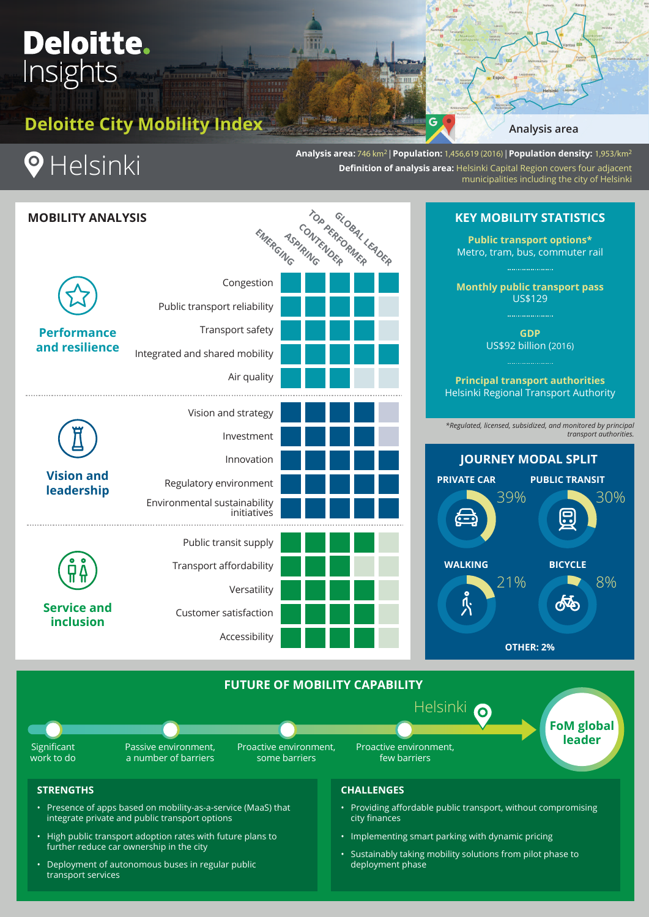# Deloitte Insights

## Deloitte City Mobility Index

# Helsinki

Analysis area

**Analysis area:** 746 km² | **Population:** 1,456,619 (2016) | **Population density:** 1,953/km²

**Definition of analysis area:** Helsinki Capital Region covers four adjacent municipalities including the city of Helsinki

## MOBILITY ANALYSIS

Levels: EMERGING, ASPIRING, CONTENDER, TOP PERFORMER, GLOBAL LEADER

| Category | Indicator | Emerging | Aspiring | Contender | Top performer | Global leader |
|---|---|---|---|---|---|---|
| **Performance and resilience** | Congestion | ■ | ■ | ■ | ■ | ■ |
| | Public transport reliability | ■ | ■ | ■ | ■ | |
| | Transport safety | ■ | ■ | ■ | ■ | |
| | Integrated and shared mobility | ■ | ■ | ■ | ■ | ■ |
| | Air quality | ■ | ■ | ■ | | |
| **Vision and leadership** | Vision and strategy | ■ | ■ | ■ | ■ | |
| | Investment | ■ | ■ | ■ | ■ | |
| | Innovation | ■ | ■ | ■ | ■ | ■ |
| | Regulatory environment | ■ | ■ | ■ | ■ | ■ |
| | Environmental sustainability initiatives | ■ | ■ | ■ | ■ | ■ |
| **Service and inclusion** | Public transit supply | ■ | ■ | ■ | ■ | |
| | Transport affordability | ■ | ■ | ■ | | |
| | Versatility | ■ | ■ | ■ | ■ | |
| | Customer satisfaction | ■ | ■ | ■ | ■ | |
| | Accessibility | ■ | ■ | ■ | ■ | |

## KEY MOBILITY STATISTICS

**Public transport options***
Metro, tram, bus, commuter rail

**Monthly public transport pass**
US$129

**GDP**
US$92 billion (2016)

**Principal transport authorities**
Helsinki Regional Transport Authority

*Regulated, licensed, subsidized, and monitored by principal transport authorities.

## JOURNEY MODAL SPLIT

- PRIVATE CAR: 39%
- PUBLIC TRANSIT: 30%
- WALKING: 21%
- BICYCLE: 8%
- OTHER: 2%

## FUTURE OF MOBILITY CAPABILITY

Significant work to do → Passive environment, a number of barriers → Proactive environment, some barriers → Proactive environment, few barriers → **Helsinki** → FoM global leader

### STRENGTHS

- Presence of apps based on mobility-as-a-service (MaaS) that integrate private and public transport options
- High public transport adoption rates with future plans to further reduce car ownership in the city
- Deployment of autonomous buses in regular public transport services

### CHALLENGES

- Providing affordable public transport, without compromising city finances
- Implementing smart parking with dynamic pricing
- Sustainably taking mobility solutions from pilot phase to deployment phase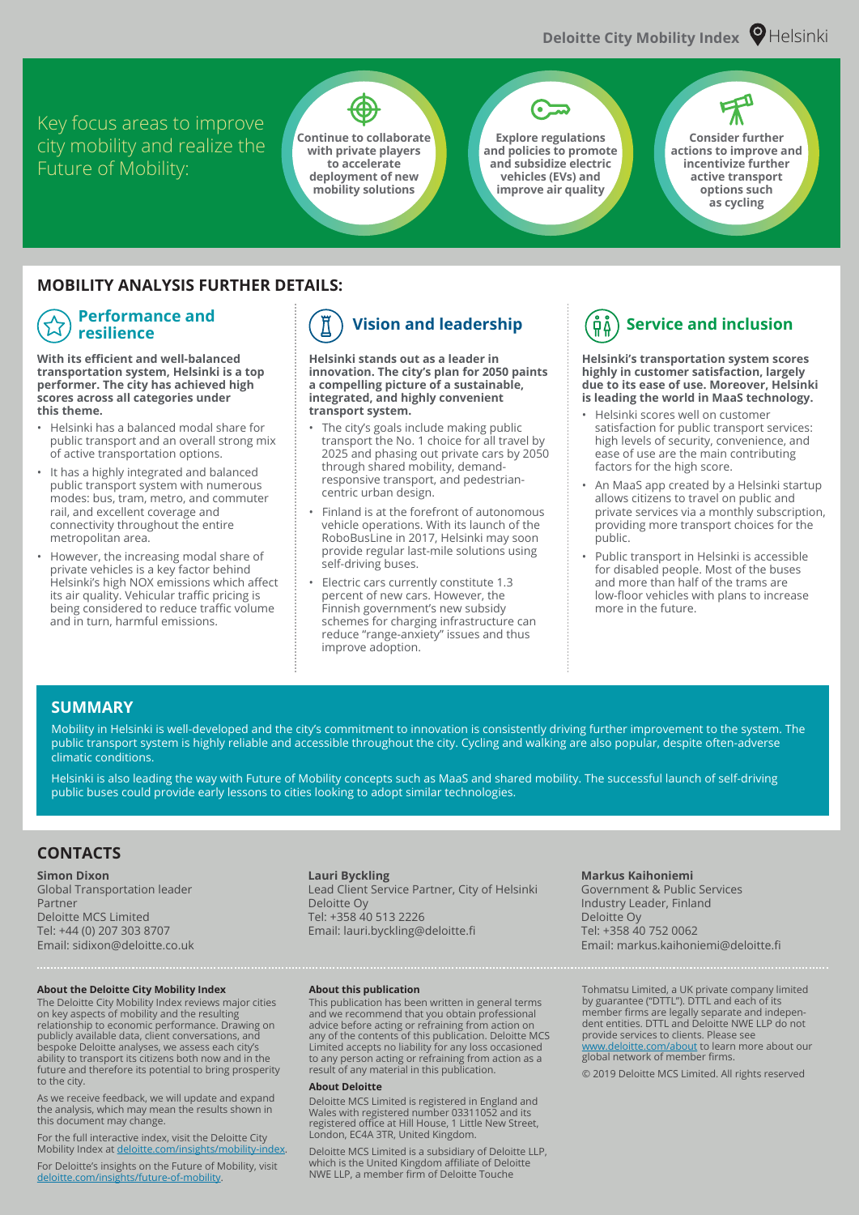Key focus areas to improve city mobility and realize the Future of Mobility:

**Continue to collaborate with private players to accelerate deployment of new mobility solutions**

**Explore regulations and policies to promote and subsidize electric vehicles (EVs) and improve air quality**

**Consider further actions to improve and incentivize further active transport options such as cycling**

## MOBILITY ANALYSIS FURTHER DETAILS:

### Performance and resilience

**With its efficient and well-balanced transportation system, Helsinki is a top performer. The city has achieved high scores across all categories under this theme.**

- Helsinki has a balanced modal share for public transport and an overall strong mix of active transportation options.
- It has a highly integrated and balanced public transport system with numerous modes: bus, tram, metro, and commuter rail, and excellent coverage and connectivity throughout the entire metropolitan area.
- However, the increasing modal share of private vehicles is a key factor behind Helsinki's high NOX emissions which affect its air quality. Vehicular traffic pricing is being considered to reduce traffic volume and in turn, harmful emissions.

### Vision and leadership

**Helsinki stands out as a leader in innovation. The city's plan for 2050 paints a compelling picture of a sustainable, integrated, and highly convenient transport system.**

- The city's goals include making public transport the No. 1 choice for all travel by 2025 and phasing out private cars by 2050 through shared mobility, demand-responsive transport, and pedestrian-centric urban design.
- Finland is at the forefront of autonomous vehicle operations. With its launch of the RoboBusLine in 2017, Helsinki may soon provide regular last-mile solutions using self-driving buses.
- Electric cars currently constitute 1.3 percent of new cars. However, the Finnish government's new subsidy schemes for charging infrastructure can reduce "range-anxiety" issues and thus improve adoption.

### Service and inclusion

**Helsinki's transportation system scores highly in customer satisfaction, largely due to its ease of use. Moreover, Helsinki is leading the world in MaaS technology.**

- Helsinki scores well on customer satisfaction for public transport services: high levels of security, convenience, and ease of use are the main contributing factors for the high score.
- An MaaS app created by a Helsinki startup allows citizens to travel on public and private services via a monthly subscription, providing more transport choices for the public.
- Public transport in Helsinki is accessible for disabled people. Most of the buses and more than half of the trams are low-floor vehicles with plans to increase more in the future.

## SUMMARY

Mobility in Helsinki is well-developed and the city's commitment to innovation is consistently driving further improvement to the system. The public transport system is highly reliable and accessible throughout the city. Cycling and walking are also popular, despite often-adverse climatic conditions.

Helsinki is also leading the way with Future of Mobility concepts such as MaaS and shared mobility. The successful launch of self-driving public buses could provide early lessons to cities looking to adopt similar technologies.

## CONTACTS

**Simon Dixon**
Global Transportation leader
Partner
Deloitte MCS Limited
Tel: +44 (0) 207 303 8707
Email: sidixon@deloitte.co.uk

**Lauri Byckling**
Lead Client Service Partner, City of Helsinki
Deloitte Oy
Tel: +358 40 513 2226
Email: lauri.byckling@deloitte.fi

**Markus Kaihoniemi**
Government & Public Services
Industry Leader, Finland
Deloitte Oy
Tel: +358 40 752 0062
Email: markus.kaihoniemi@deloitte.fi

**About the Deloitte City Mobility Index**

The Deloitte City Mobility Index reviews major cities on key aspects of mobility and the resulting relationship to economic performance. Drawing on publicly available data, client conversations, and bespoke Deloitte analyses, we assess each city's ability to transport its citizens both now and in the future and therefore its potential to bring prosperity to the city.

As we receive feedback, we will update and expand the analysis, which may mean the results shown in this document may change.

For the full interactive index, visit the Deloitte City Mobility Index at deloitte.com/insights/mobility-index.

For Deloitte's insights on the Future of Mobility, visit deloitte.com/insights/future-of-mobility.

**About this publication**

This publication has been written in general terms and we recommend that you obtain professional advice before acting or refraining from action on any of the contents of this publication. Deloitte MCS Limited accepts no liability for any loss occasioned to any person acting or refraining from action as a result of any material in this publication.

**About Deloitte**

Deloitte MCS Limited is registered in England and Wales with registered number 03311052 and its registered office at Hill House, 1 Little New Street, London, EC4A 3TR, United Kingdom.

Deloitte MCS Limited is a subsidiary of Deloitte LLP, which is the United Kingdom affiliate of Deloitte NWE LLP, a member firm of Deloitte Touche Tohmatsu Limited, a UK private company limited by guarantee ("DTTL"). DTTL and each of its member firms are legally separate and independent entities. DTTL and Deloitte NWE LLP do not provide services to clients. Please see www.deloitte.com/about to learn more about our global network of member firms.

© 2019 Deloitte MCS Limited. All rights reserved